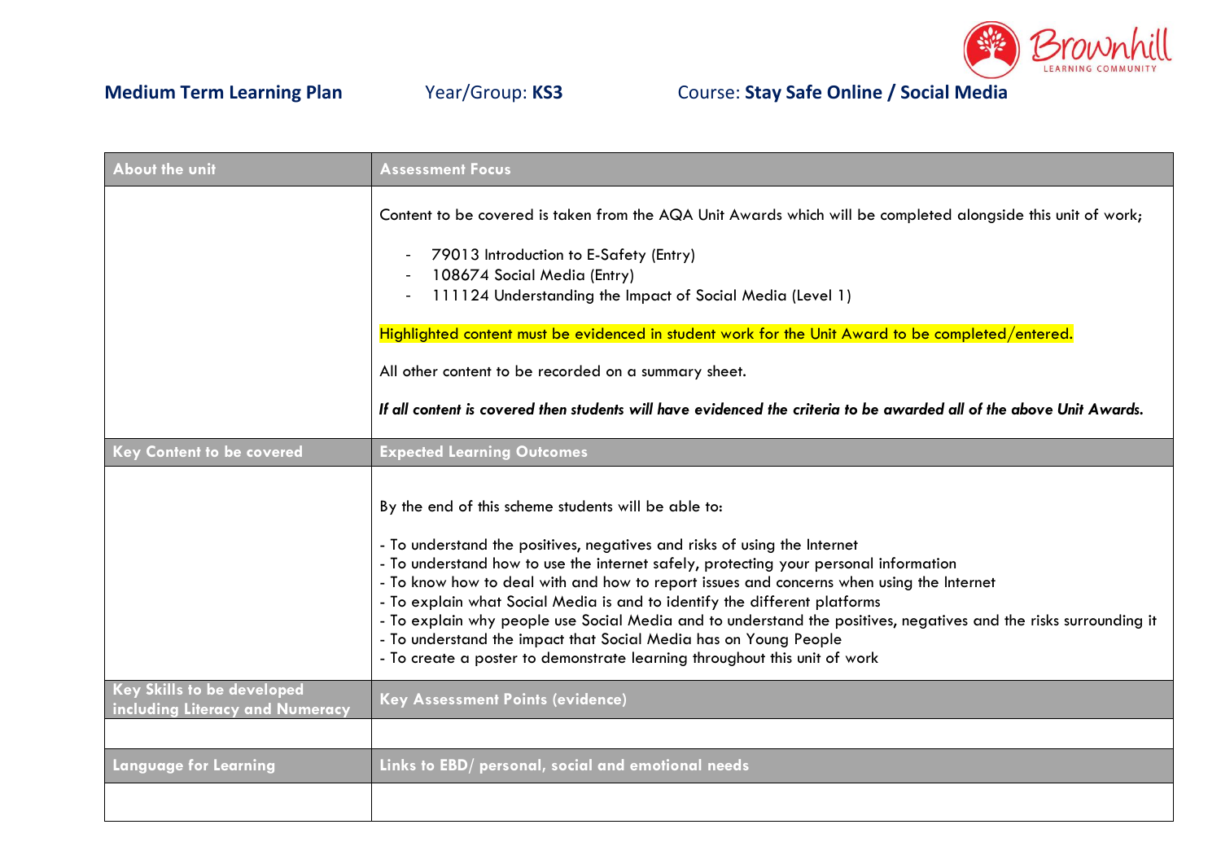**Medium Term Learning Plan** Year/Group: **KS3** Course: **Stay Safe Online / Social Media**

| About the unit | Assessment Focus |
|---|---|
| | Content to be covered is taken from the AQA Unit Awards which will be completed alongside this unit of work;<br><br>- 79013 Introduction to E-Safety (Entry)<br>- 108674 Social Media (Entry)<br>- 111124 Understanding the Impact of Social Media (Level 1)<br><br>Highlighted content must be evidenced in student work for the Unit Award to be completed/entered.<br><br>All other content to be recorded on a summary sheet.<br><br>***If all content is covered then students will have evidenced the criteria to be awarded all of the above Unit Awards.*** |
| **Key Content to be covered** | **Expected Learning Outcomes** |
| | By the end of this scheme students will be able to:<br><br>- To understand the positives, negatives and risks of using the Internet<br>- To understand how to use the internet safely, protecting your personal information<br>- To know how to deal with and how to report issues and concerns when using the Internet<br>- To explain what Social Media is and to identify the different platforms<br>- To explain why people use Social Media and to understand the positives, negatives and the risks surrounding it<br>- To understand the impact that Social Media has on Young People<br>- To create a poster to demonstrate learning throughout this unit of work |
| **Key Skills to be developed including Literacy and Numeracy** | **Key Assessment Points (evidence)** |
| | |
| **Language for Learning** | **Links to EBD/ personal, social and emotional needs** |
| | |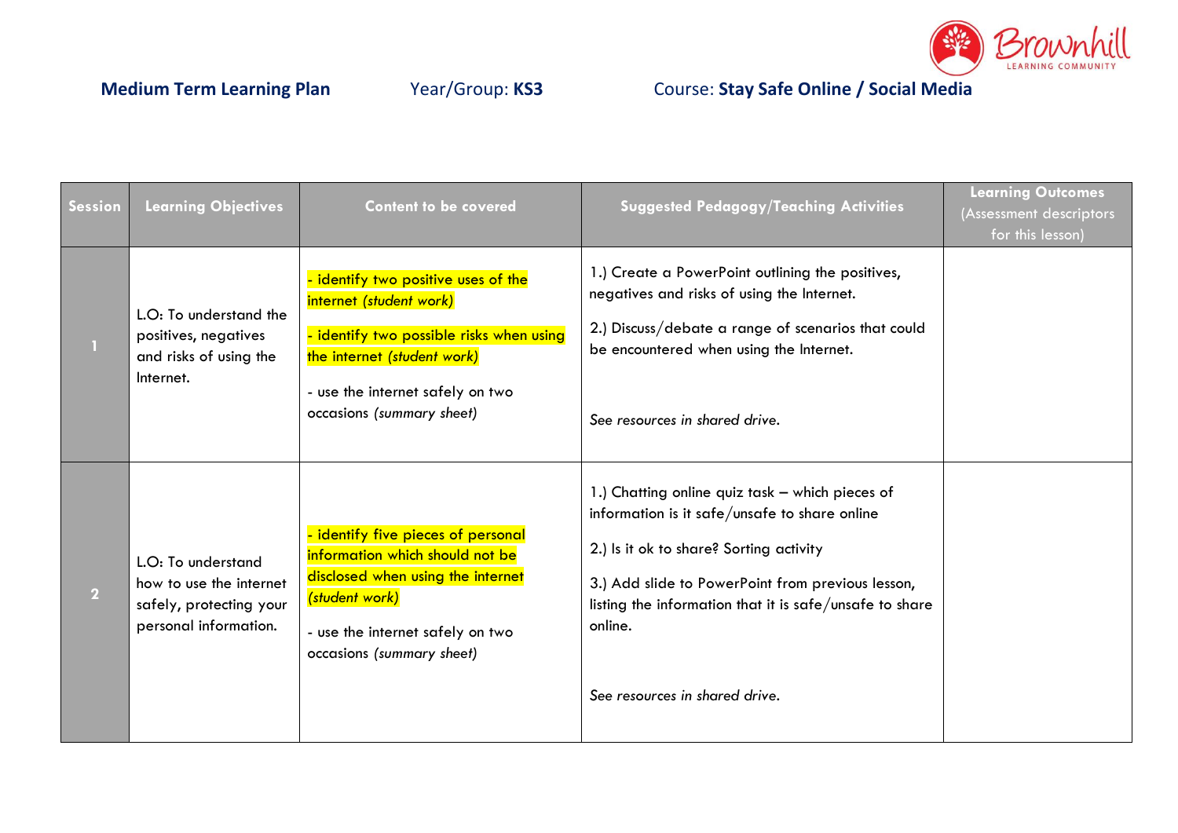**Medium Term Learning Plan** Year/Group: **KS3** Course: **Stay Safe Online / Social Media**

| Session | Learning Objectives | Content to be covered | Suggested Pedagogy/Teaching Activities | Learning Outcomes (Assessment descriptors for this lesson) |
|---|---|---|---|---|
| 1 | L.O: To understand the positives, negatives and risks of using the Internet. | - identify two positive uses of the internet *(student work)*<br><br>- identify two possible risks when using the internet *(student work)*<br><br>- use the internet safely on two occasions *(summary sheet)* | 1.) Create a PowerPoint outlining the positives, negatives and risks of using the Internet.<br><br>2.) Discuss/debate a range of scenarios that could be encountered when using the Internet.<br><br>*See resources in shared drive.* | |
| 2 | L.O: To understand how to use the internet safely, protecting your personal information. | - identify five pieces of personal information which should not be disclosed when using the internet *(student work)*<br><br>- use the internet safely on two occasions *(summary sheet)* | 1.) Chatting online quiz task – which pieces of information is it safe/unsafe to share online<br><br>2.) Is it ok to share? Sorting activity<br><br>3.) Add slide to PowerPoint from previous lesson, listing the information that it is safe/unsafe to share online.<br><br>*See resources in shared drive.* | |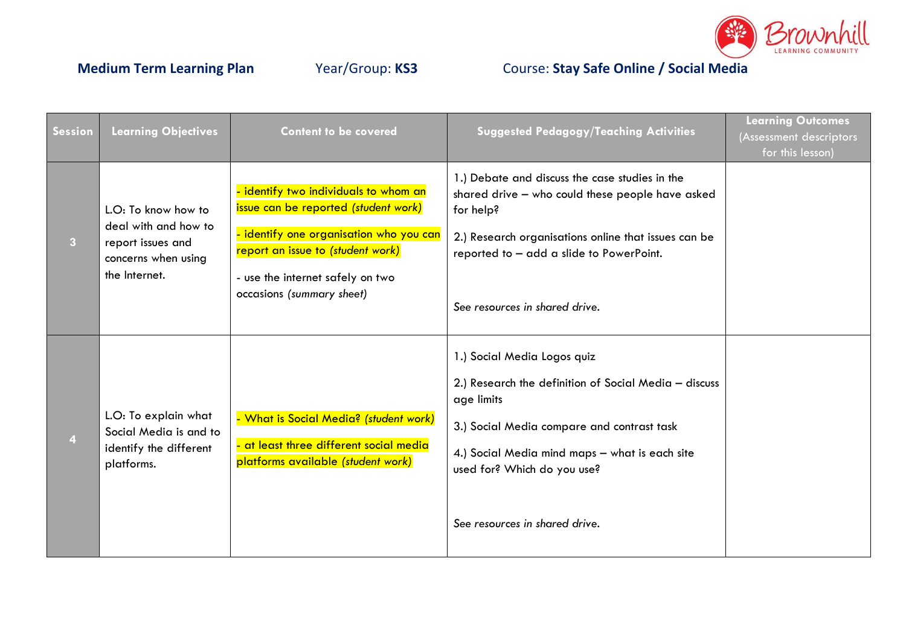**Medium Term Learning Plan** Year/Group: **KS3** Course: **Stay Safe Online / Social Media**

| Session | Learning Objectives | Content to be covered | Suggested Pedagogy/Teaching Activities | Learning Outcomes (Assessment descriptors for this lesson) |
|---|---|---|---|---|
| 3 | L.O: To know how to deal with and how to report issues and concerns when using the Internet. | - identify two individuals to whom an issue can be reported *(student work)*<br><br>- identify one organisation who you can report an issue to *(student work)*<br><br>- use the internet safely on two occasions *(summary sheet)* | 1.) Debate and discuss the case studies in the shared drive – who could these people have asked for help?<br><br>2.) Research organisations online that issues can be reported to – add a slide to PowerPoint.<br><br>*See resources in shared drive.* | |
| 4 | L.O: To explain what Social Media is and to identify the different platforms. | - What is Social Media? *(student work)*<br><br>- at least three different social media platforms available *(student work)* | 1.) Social Media Logos quiz<br><br>2.) Research the definition of Social Media – discuss age limits<br><br>3.) Social Media compare and contrast task<br><br>4.) Social Media mind maps – what is each site used for? Which do you use?<br><br>*See resources in shared drive.* | |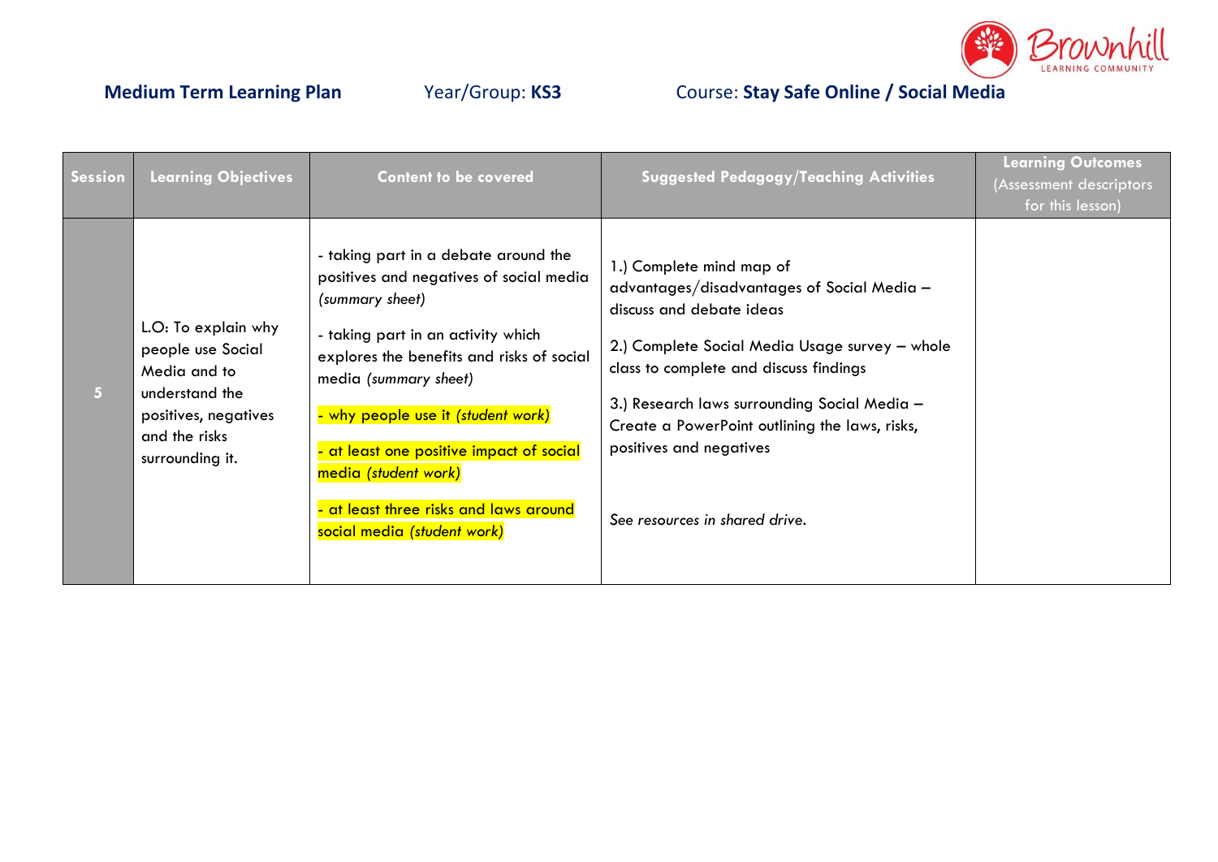**Medium Term Learning Plan** Year/Group: **KS3** Course: **Stay Safe Online / Social Media**

| Session | Learning Objectives | Content to be covered | Suggested Pedagogy/Teaching Activities | Learning Outcomes (Assessment descriptors for this lesson) |
|---|---|---|---|---|
| 5 | L.O: To explain why people use Social Media and to understand the positives, negatives and the risks surrounding it. | - taking part in a debate around the positives and negatives of social media *(summary sheet)*<br><br>- taking part in an activity which explores the benefits and risks of social media *(summary sheet)*<br><br>- why people use it *(student work)*<br><br>- at least one positive impact of social media *(student work)*<br><br>- at least three risks and laws around social media *(student work)* | 1.) Complete mind map of advantages/disadvantages of Social Media – discuss and debate ideas<br><br>2.) Complete Social Media Usage survey – whole class to complete and discuss findings<br><br>3.) Research laws surrounding Social Media – Create a PowerPoint outlining the laws, risks, positives and negatives<br><br>*See resources in shared drive.* | |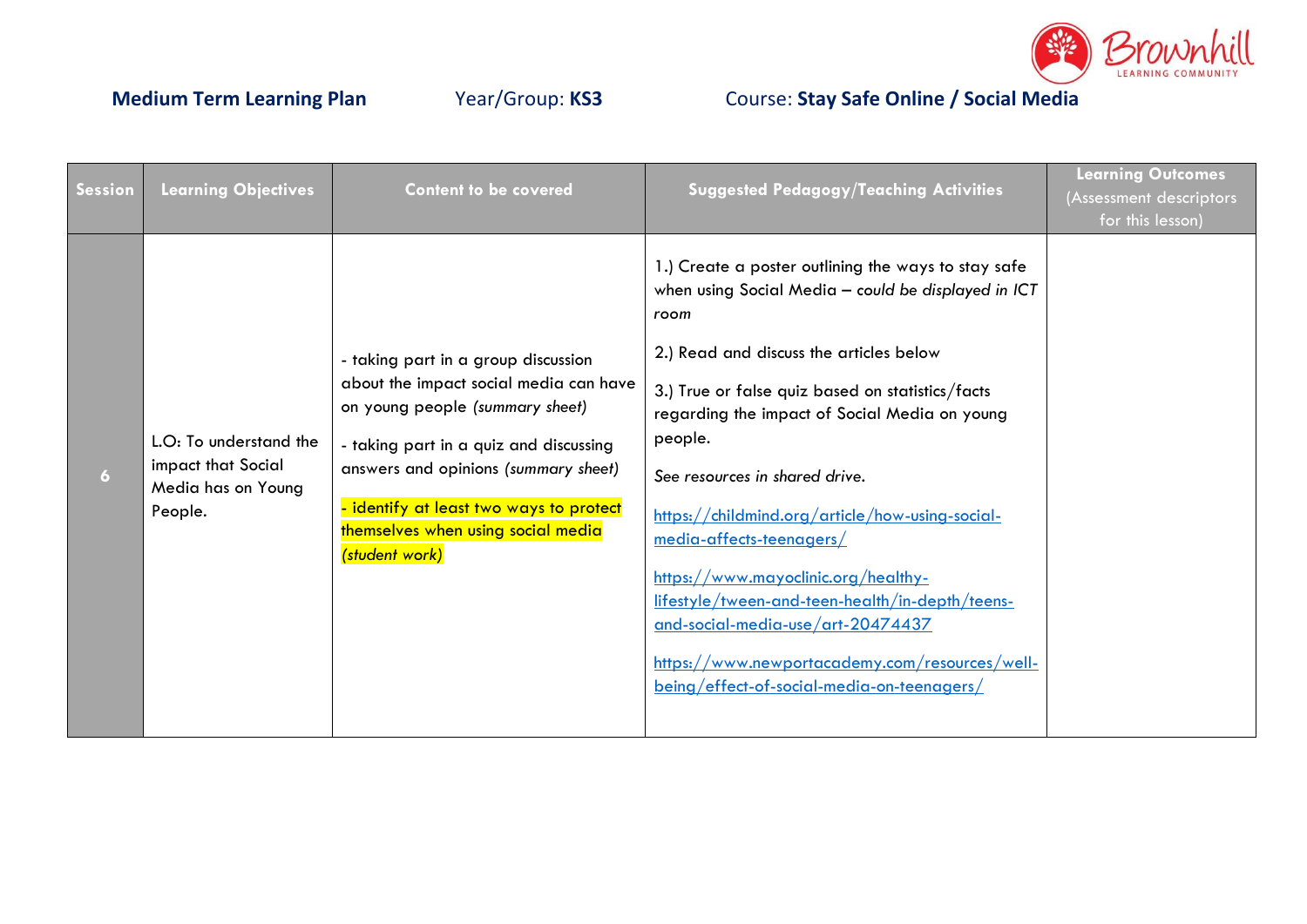**Medium Term Learning Plan** Year/Group: **KS3** Course: **Stay Safe Online / Social Media**

| Session | Learning Objectives | Content to be covered | Suggested Pedagogy/Teaching Activities | Learning Outcomes (Assessment descriptors for this lesson) |
|---|---|---|---|---|
| 6 | L.O: To understand the impact that Social Media has on Young People. | - taking part in a group discussion about the impact social media can have on young people *(summary sheet)*<br><br>- taking part in a quiz and discussing answers and opinions *(summary sheet)*<br><br>- identify at least two ways to protect themselves when using social media *(student work)* | 1.) Create a poster outlining the ways to stay safe when using Social Media – *could be displayed in ICT room*<br><br>2.) Read and discuss the articles below<br><br>3.) True or false quiz based on statistics/facts regarding the impact of Social Media on young people.<br><br>*See resources in shared drive.*<br><br>https://childmind.org/article/how-using-social-media-affects-teenagers/<br><br>https://www.mayoclinic.org/healthy-lifestyle/tween-and-teen-health/in-depth/teens-and-social-media-use/art-20474437<br><br>https://www.newportacademy.com/resources/well-being/effect-of-social-media-on-teenagers/ | |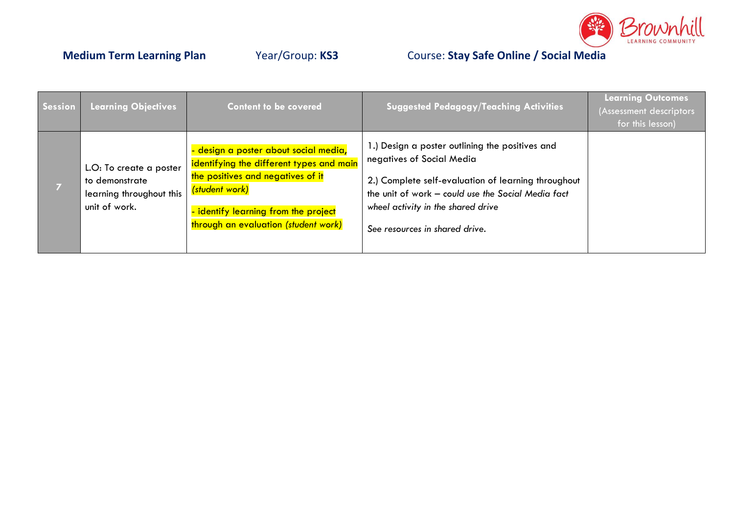**Medium Term Learning Plan** Year/Group: **KS3** Course: **Stay Safe Online / Social Media**

| Session | Learning Objectives | Content to be covered | Suggested Pedagogy/Teaching Activities | Learning Outcomes (Assessment descriptors for this lesson) |
|---|---|---|---|---|
| *7* | L.O: To create a poster to demonstrate learning throughout this unit of work. | - design a poster about social media, identifying the different types and main the positives and negatives of it *(student work)*<br><br>- identify learning from the project through an evaluation *(student work)* | 1.) Design a poster outlining the positives and negatives of Social Media<br><br>2.) Complete self-evaluation of learning throughout the unit of work – *could use the Social Media fact wheel activity in the shared drive*<br><br>*See resources in shared drive.* | |